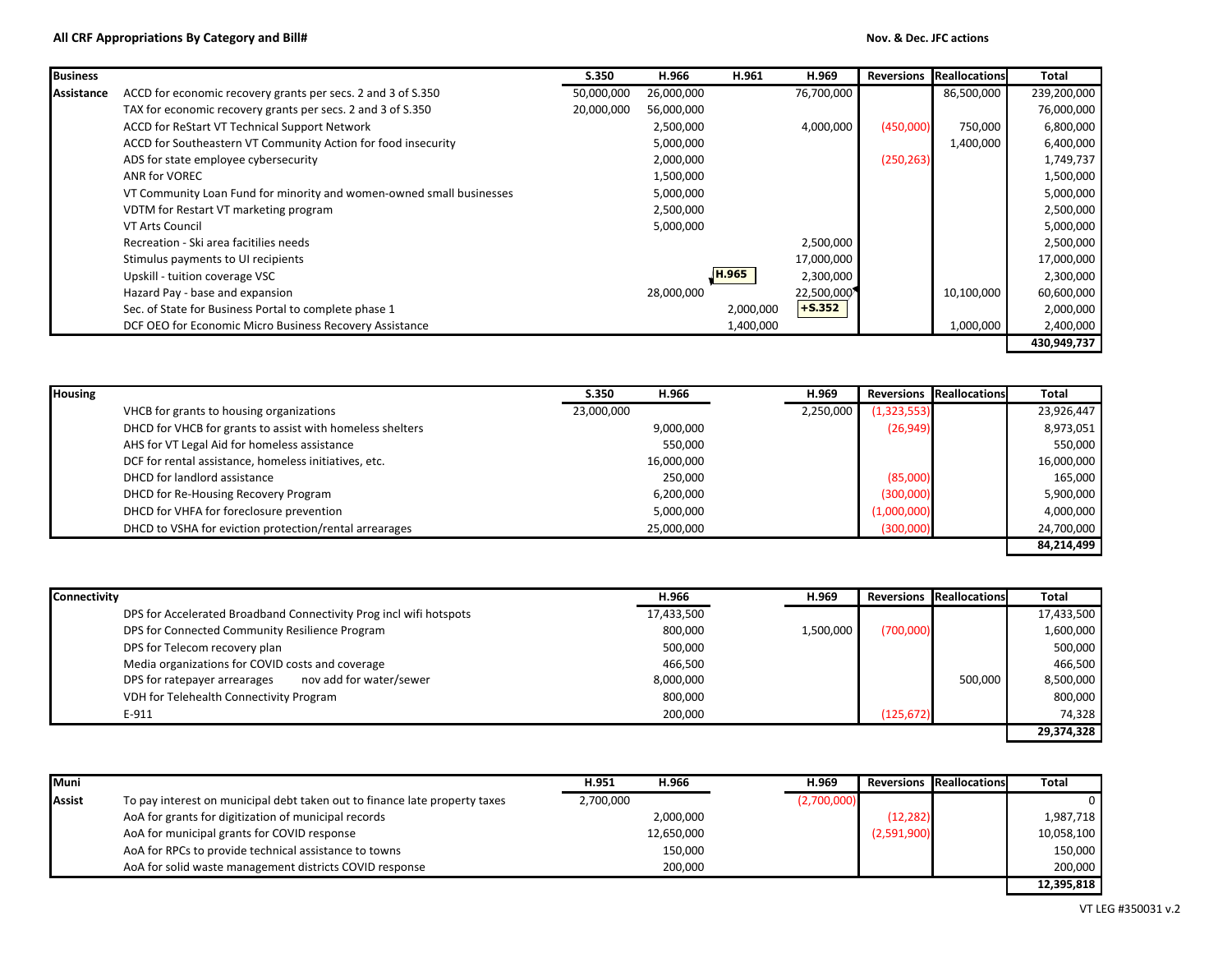**All CRF Appropriations By Category and Bill#**

**Nov. & Dec. JFC actions**

| Business Assistance | | S.350 | H.966 | H.961 | H.969 | Reversions | Reallocations | Total |
|---|---|---|---|---|---|---|---|---|
| | ACCD for economic recovery grants per secs. 2 and 3 of S.350 | 50,000,000 | 26,000,000 | | 76,700,000 | | 86,500,000 | 239,200,000 |
| | TAX for economic recovery grants per secs. 2 and 3 of S.350 | 20,000,000 | 56,000,000 | | | | | 76,000,000 |
| | ACCD for ReStart VT Technical Support Network | | 2,500,000 | | 4,000,000 | (450,000) | 750,000 | 6,800,000 |
| | ACCD for Southeastern VT Community Action for food insecurity | | 5,000,000 | | | | 1,400,000 | 6,400,000 |
| | ADS for state employee cybersecurity | | 2,000,000 | | | (250,263) | | 1,749,737 |
| | ANR for VOREC | | 1,500,000 | | | | | 1,500,000 |
| | VT Community Loan Fund for minority and women-owned small businesses | | 5,000,000 | | | | | 5,000,000 |
| | VDTM for Restart VT marketing program | | 2,500,000 | | | | | 2,500,000 |
| | VT Arts Council | | 5,000,000 | | | | | 5,000,000 |
| | Recreation - Ski area facitilies needs | | | | 2,500,000 | | | 2,500,000 |
| | Stimulus payments to UI recipients | | | | 17,000,000 | | | 17,000,000 |
| | Upskill - tuition coverage VSC | | | H.965 | 2,300,000 | | | 2,300,000 |
| | Hazard Pay - base and expansion | | 28,000,000 | | 22,500,000 | | 10,100,000 | 60,600,000 |
| | Sec. of State for Business Portal to complete phase 1 | | | 2,000,000 | +S.352 | | | 2,000,000 |
| | DCF OEO for Economic Micro Business Recovery Assistance | | | 1,400,000 | | | 1,000,000 | 2,400,000 |
| | | | | | | | | **430,949,737** |

| Housing | | S.350 | H.966 | | H.969 | Reversions | Reallocations | Total |
|---|---|---|---|---|---|---|---|---|
| | VHCB for grants to housing organizations | 23,000,000 | | | 2,250,000 | (1,323,553) | | 23,926,447 |
| | DHCD for VHCB for grants to assist with homeless shelters | | 9,000,000 | | | (26,949) | | 8,973,051 |
| | AHS for VT Legal Aid for homeless assistance | | 550,000 | | | | | 550,000 |
| | DCF for rental assistance, homeless initiatives, etc. | | 16,000,000 | | | | | 16,000,000 |
| | DHCD for landlord assistance | | 250,000 | | | (85,000) | | 165,000 |
| | DHCD for Re-Housing Recovery Program | | 6,200,000 | | | (300,000) | | 5,900,000 |
| | DHCD for VHFA for foreclosure prevention | | 5,000,000 | | | (1,000,000) | | 4,000,000 |
| | DHCD to VSHA for eviction protection/rental arrearages | | 25,000,000 | | | (300,000) | | 24,700,000 |
| | | | | | | | | **84,214,499** |

| Connectivity | | H.966 | | H.969 | Reversions | Reallocations | Total |
|---|---|---|---|---|---|---|---|
| | DPS for Accelerated Broadband Connectivity Prog incl wifi hotspots | 17,433,500 | | | | | 17,433,500 |
| | DPS for Connected Community Resilience Program | 800,000 | | 1,500,000 | (700,000) | | 1,600,000 |
| | DPS for Telecom recovery plan | 500,000 | | | | | 500,000 |
| | Media organizations for COVID costs and coverage | 466,500 | | | | | 466,500 |
| | DPS for ratepayer arrearages nov add for water/sewer | 8,000,000 | | | | 500,000 | 8,500,000 |
| | VDH for Telehealth Connectivity Program | 800,000 | | | | | 800,000 |
| | E-911 | 200,000 | | | (125,672) | | 74,328 |
| | | | | | | | **29,374,328** |

| Muni Assist | | H.951 | H.966 | | H.969 | Reversions | Reallocations | Total |
|---|---|---|---|---|---|---|---|---|
| | To pay interest on municipal debt taken out to finance late property taxes | 2,700,000 | | | (2,700,000) | | | 0 |
| | AoA for grants for digitization of municipal records | | 2,000,000 | | | (12,282) | | 1,987,718 |
| | AoA for municipal grants for COVID response | | 12,650,000 | | | (2,591,900) | | 10,058,100 |
| | AoA for RPCs to provide technical assistance to towns | | 150,000 | | | | | 150,000 |
| | AoA for solid waste management districts COVID response | | 200,000 | | | | | 200,000 |
| | | | | | | | | **12,395,818** |

VT LEG #350031 v.2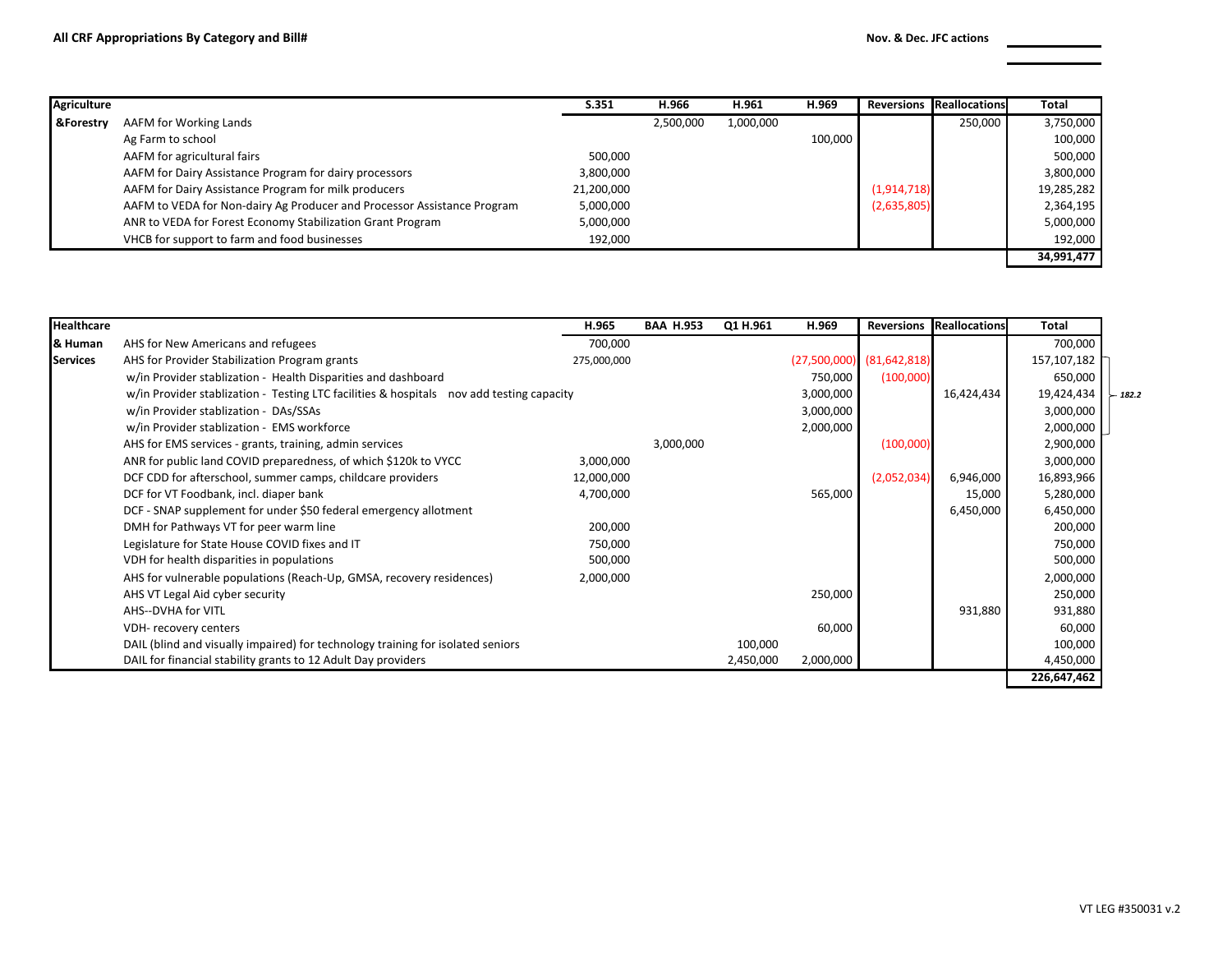**All CRF Appropriations By Category and Bill#**

**Nov. & Dec. JFC actions**

| Agriculture &Forestry | | S.351 | H.966 | H.961 | H.969 | Reversions | Reallocations | Total |
|---|---|---|---|---|---|---|---|---|
| | AAFM for Working Lands | | 2,500,000 | 1,000,000 | | | 250,000 | 3,750,000 |
| | Ag Farm to school | | | | 100,000 | | | 100,000 |
| | AAFM for agricultural fairs | 500,000 | | | | | | 500,000 |
| | AAFM for Dairy Assistance Program for dairy processors | 3,800,000 | | | | | | 3,800,000 |
| | AAFM for Dairy Assistance Program for milk producers | 21,200,000 | | | | (1,914,718) | | 19,285,282 |
| | AAFM to VEDA for Non-dairy Ag Producer and Processor Assistance Program | 5,000,000 | | | | (2,635,805) | | 2,364,195 |
| | ANR to VEDA for Forest Economy Stabilization Grant Program | 5,000,000 | | | | | | 5,000,000 |
| | VHCB for support to farm and food businesses | 192,000 | | | | | | 192,000 |
| | | | | | | | | **34,991,477** |

| Healthcare & Human Services | | H.965 | BAA H.953 | Q1 H.961 | H.969 | Reversions | Reallocations | Total | |
|---|---|---|---|---|---|---|---|---|---|
| | AHS for New Americans and refugees | 700,000 | | | | | | 700,000 | |
| | AHS for Provider Stabilization Program grants | 275,000,000 | | | (27,500,000) | (81,642,818) | | 157,107,182 | 182.2 |
| | w/in Provider stablization - Health Disparities and dashboard | | | | 750,000 | (100,000) | | 650,000 | |
| | w/in Provider stablization - Testing LTC facilities & hospitals nov add testing capacity | | | | 3,000,000 | | 16,424,434 | 19,424,434 | |
| | w/in Provider stablization - DAs/SSAs | | | | 3,000,000 | | | 3,000,000 | |
| | w/in Provider stablization - EMS workforce | | | | 2,000,000 | | | 2,000,000 | |
| | AHS for EMS services - grants, training, admin services | | 3,000,000 | | | (100,000) | | 2,900,000 | |
| | ANR for public land COVID preparedness, of which $120k to VYCC | 3,000,000 | | | | | | 3,000,000 | |
| | DCF CDD for afterschool, summer camps, childcare providers | 12,000,000 | | | | (2,052,034) | 6,946,000 | 16,893,966 | |
| | DCF for VT Foodbank, incl. diaper bank | 4,700,000 | | | 565,000 | | 15,000 | 5,280,000 | |
| | DCF - SNAP supplement for under $50 federal emergency allotment | | | | | | 6,450,000 | 6,450,000 | |
| | DMH for Pathways VT for peer warm line | 200,000 | | | | | | 200,000 | |
| | Legislature for State House COVID fixes and IT | 750,000 | | | | | | 750,000 | |
| | VDH for health disparities in populations | 500,000 | | | | | | 500,000 | |
| | AHS for vulnerable populations (Reach-Up, GMSA, recovery residences) | 2,000,000 | | | | | | 2,000,000 | |
| | AHS VT Legal Aid cyber security | | | | 250,000 | | | 250,000 | |
| | AHS--DVHA for VITL | | | | | | 931,880 | 931,880 | |
| | VDH- recovery centers | | | | 60,000 | | | 60,000 | |
| | DAIL (blind and visually impaired) for technology training for isolated seniors | | | 100,000 | | | | 100,000 | |
| | DAIL for financial stability grants to 12 Adult Day providers | | | 2,450,000 | 2,000,000 | | | 4,450,000 | |
| | | | | | | | | **226,647,462** | |

VT LEG #350031 v.2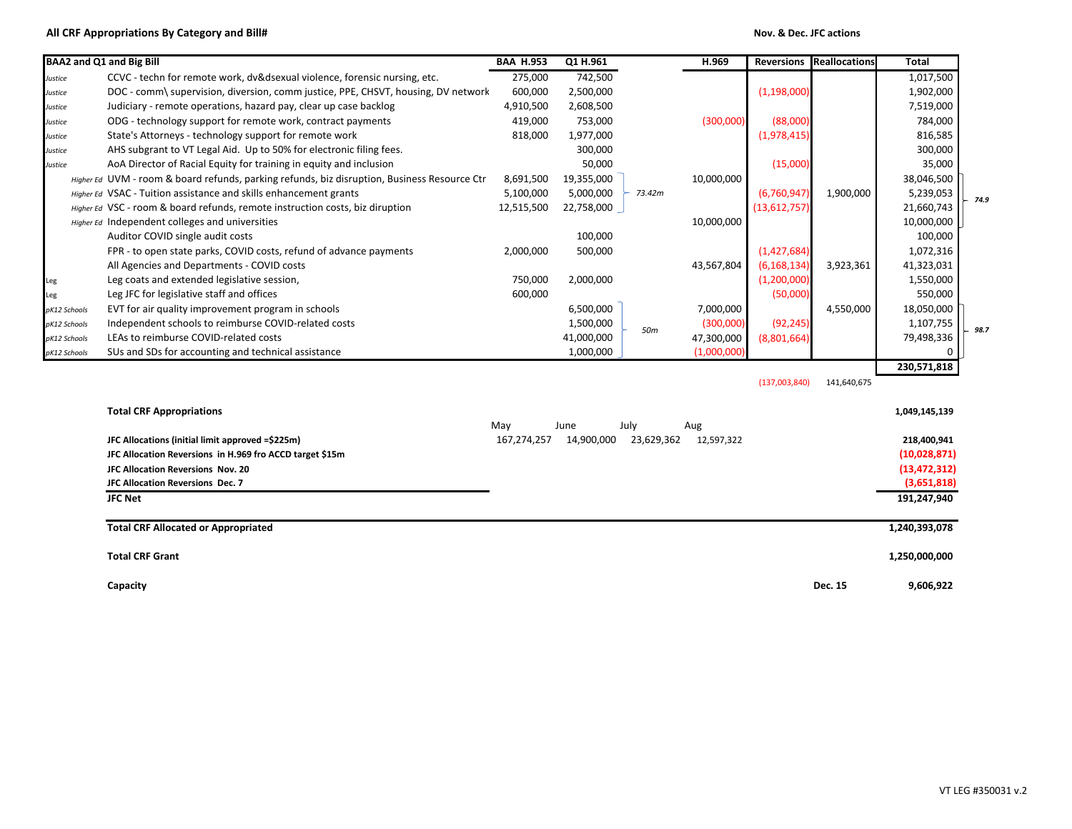**All CRF Appropriations By Category and Bill#**

**Nov. & Dec. JFC actions**

| Category | BAA2 and Q1 and Big Bill | BAA H.953 | Q1 H.961 | | H.969 | Reversions | Reallocations | Total | |
|---|---|---|---|---|---|---|---|---|---|
| *Justice* | CCVC - techn for remote work, dv&dsexual violence, forensic nursing, etc. | 275,000 | 742,500 | | | | | 1,017,500 | |
| *Justice* | DOC - comm\ supervision, diversion, comm justice, PPE, CHSVT, housing, DV network | 600,000 | 2,500,000 | | | (1,198,000) | | 1,902,000 | |
| *Justice* | Judiciary - remote operations, hazard pay, clear up case backlog | 4,910,500 | 2,608,500 | | | | | 7,519,000 | |
| *Justice* | ODG - technology support for remote work, contract payments | 419,000 | 753,000 | | (300,000) | (88,000) | | 784,000 | |
| *Justice* | State's Attorneys - technology support for remote work | 818,000 | 1,977,000 | | | (1,978,415) | | 816,585 | |
| *Justice* | AHS subgrant to VT Legal Aid. Up to 50% for electronic filing fees. | | 300,000 | | | | | 300,000 | |
| *Justice* | AoA Director of Racial Equity for training in equity and inclusion | | 50,000 | | | (15,000) | | 35,000 | |
| *Higher Ed* | UVM - room & board refunds, parking refunds, biz disruption, Business Resource Ctr | 8,691,500 | 19,355,000 | | 10,000,000 | | | 38,046,500 | |
| *Higher Ed* | VSAC - Tuition assistance and skills enhancement grants | 5,100,000 | 5,000,000 | *73.42m* | | (6,760,947) | 1,900,000 | 5,239,053 | *74.9* |
| *Higher Ed* | VSC - room & board refunds, remote instruction costs, biz diruption | 12,515,500 | 22,758,000 | | | (13,612,757) | | 21,660,743 | |
| *Higher Ed* | Independent colleges and universities | | | | 10,000,000 | | | 10,000,000 | |
| | Auditor COVID single audit costs | | 100,000 | | | | | 100,000 | |
| | FPR - to open state parks, COVID costs, refund of advance payments | 2,000,000 | 500,000 | | | (1,427,684) | | 1,072,316 | |
| | All Agencies and Departments - COVID costs | | | | 43,567,804 | (6,168,134) | 3,923,361 | 41,323,031 | |
| Leg | Leg coats and extended legislative session, | 750,000 | 2,000,000 | | | (1,200,000) | | 1,550,000 | |
| Leg | Leg JFC for legislative staff and offices | 600,000 | | | | (50,000) | | 550,000 | |
| *pK12 Schools* | EVT for air quality improvement program in schools | | 6,500,000 | | 7,000,000 | | 4,550,000 | 18,050,000 | |
| *pK12 Schools* | Independent schools to reimburse COVID-related costs | | 1,500,000 | *50m* | (300,000) | (92,245) | | 1,107,755 | *98.7* |
| *pK12 Schools* | LEAs to reimburse COVID-related costs | | 41,000,000 | | 47,300,000 | (8,801,664) | | 79,498,336 | |
| *pK12 Schools* | SUs and SDs for accounting and technical assistance | | 1,000,000 | | (1,000,000) | | | 0 | |
| | | | | | | | | **230,571,818** | |
| | | | | | | (137,003,840) | 141,640,675 | | |

| | May | June | July | Aug | | Total |
|---|---|---|---|---|---|---|
| **Total CRF Appropriations** | | | | | | **1,049,145,139** |
| **JFC Allocations (initial limit approved =$225m)** | 167,274,257 | 14,900,000 | 23,629,362 | 12,597,322 | | **218,400,941** |
| **JFC Allocation Reversions in H.969 fro ACCD target $15m** | | | | | | **(10,028,871)** |
| **JFC Allocation Reversions Nov. 20** | | | | | | **(13,472,312)** |
| **JFC Allocation Reversions Dec. 7** | | | | | | **(3,651,818)** |
| **JFC Net** | | | | | | **191,247,940** |
| **Total CRF Allocated or Appropriated** | | | | | | **1,240,393,078** |
| **Total CRF Grant** | | | | | | **1,250,000,000** |
| **Capacity** | | | | | **Dec. 15** | **9,606,922** |

VT LEG #350031 v.2